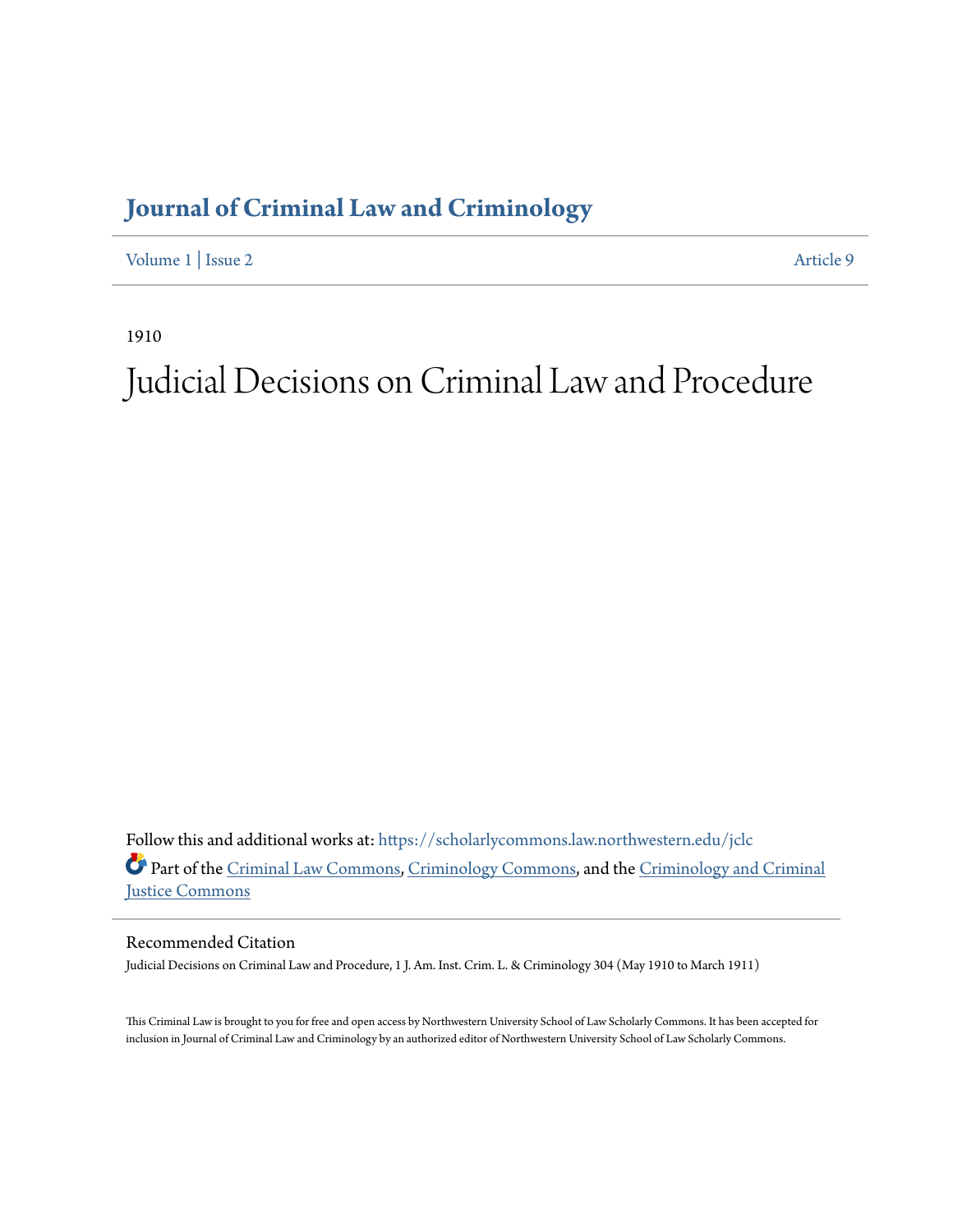# Journal of Criminal Law and Criminology

Volume 1 | Issue 2 Article 9

1910

# Judicial Decisions on Criminal Law and Procedure

Follow this and additional works at: https://scholarlycommons.law.northwestern.edu/jclc

Part of the Criminal Law Commons, Criminology Commons, and the Criminology and Criminal Justice Commons

## Recommended Citation

Judicial Decisions on Criminal Law and Procedure, 1 J. Am. Inst. Crim. L. & Criminology 304 (May 1910 to March 1911)

This Criminal Law is brought to you for free and open access by Northwestern University School of Law Scholarly Commons. It has been accepted for inclusion in Journal of Criminal Law and Criminology by an authorized editor of Northwestern University School of Law Scholarly Commons.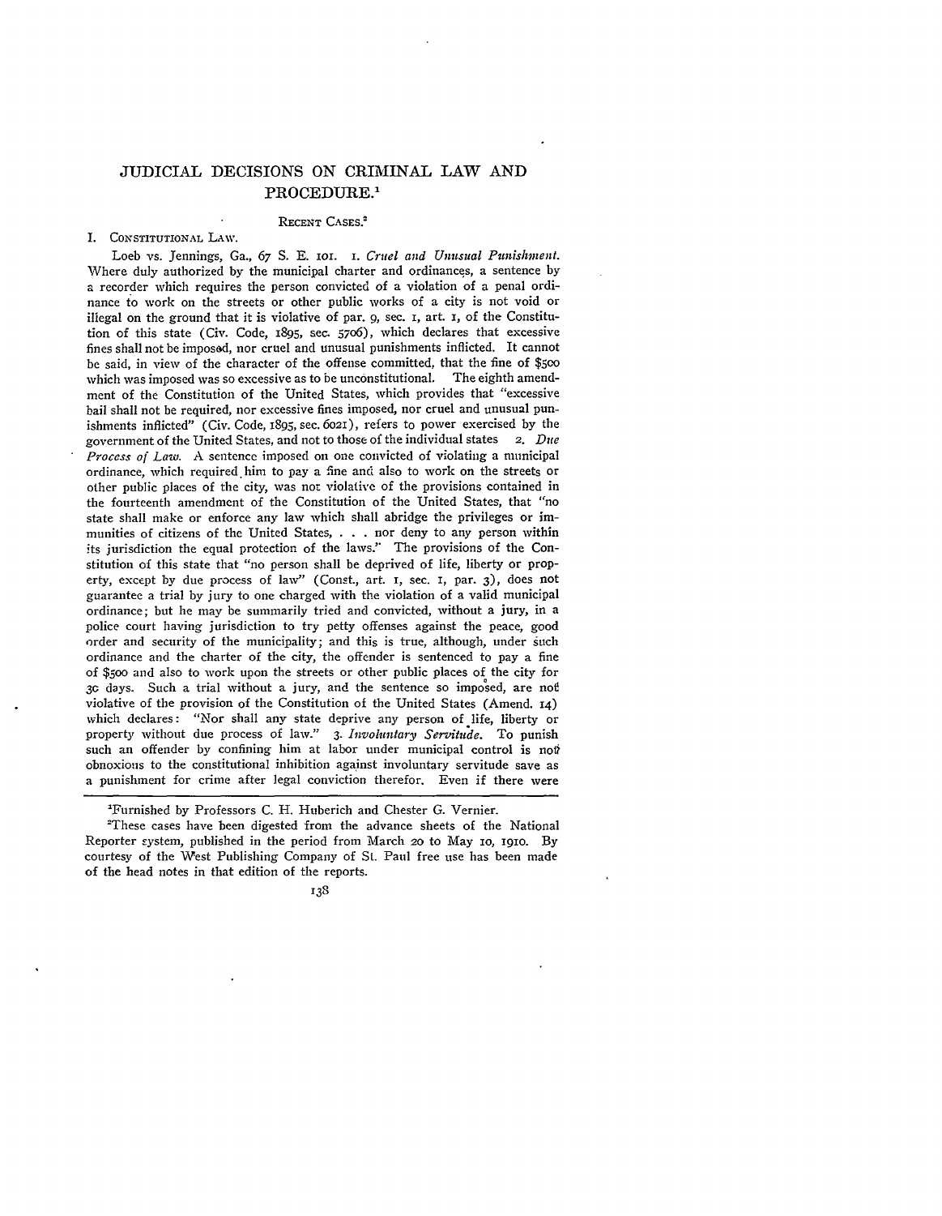# JUDICIAL DECISIONS ON CRIMINAL LAW AND PROCEDURE.[1]

## RECENT CASES.[2]

### I. CONSTITUTIONAL LAW.

Loeb vs. Jennings, Ga., 67 S. E. 101. 1. *Cruel and Unusual Punishment.* Where duly authorized by the municipal charter and ordinances, a sentence by a recorder which requires the person convicted of a violation of a penal ordinance to work on the streets or other public works of a city is not void or illegal on the ground that it is violative of par. 9, sec. 1, art. 1, of the Constitution of this state (Civ. Code, 1895, sec. 5706), which declares that excessive fines shall not be imposed, nor cruel and unusual punishments inflicted. It cannot be said, in view of the character of the offense committed, that the fine of $500 which was imposed was so excessive as to be unconstitutional. The eighth amendment of the Constitution of the United States, which provides that "excessive bail shall not be required, nor excessive fines imposed, nor cruel and unusual punishments inflicted" (Civ. Code, 1895, sec. 6021), refers to power exercised by the government of the United States, and not to those of the individual states 2. *Due Process of Law.* A sentence imposed on one convicted of violating a municipal ordinance, which required him to pay a fine and also to work on the streets or other public places of the city, was not violative of the provisions contained in the fourteenth amendment of the Constitution of the United States, that "no state shall make or enforce any law which shall abridge the privileges or immunities of citizens of the United States, . . . nor deny to any person within its jurisdiction the equal protection of the laws." The provisions of the Constitution of this state that "no person shall be deprived of life, liberty or property, except by due process of law" (Const., art. 1, sec. 1, par. 3), does not guarantee a trial by jury to one charged with the violation of a valid municipal ordinance; but he may be summarily tried and convicted, without a jury, in a police court having jurisdiction to try petty offenses against the peace, good order and security of the municipality; and this is true, although, under such ordinance and the charter of the city, the offender is sentenced to pay a fine of $500 and also to work upon the streets or other public places of the city for 30 days. Such a trial without a jury, and the sentence so imposed, are not violative of the provision of the Constitution of the United States (Amend. 14) which declares: "Nor shall any state deprive any person of life, liberty or property without due process of law." 3. *Involuntary Servitude.* To punish such an offender by confining him at labor under municipal control is not obnoxious to the constitutional inhibition against involuntary servitude save as a punishment for crime after legal conviction therefor. Even if there were

---

[1] Furnished by Professors C. H. Huberich and Chester G. Vernier.

[2] These cases have been digested from the advance sheets of the National Reporter system, published in the period from March 20 to May 10, 1910. By courtesy of the West Publishing Company of St. Paul free use has been made of the head notes in that edition of the reports.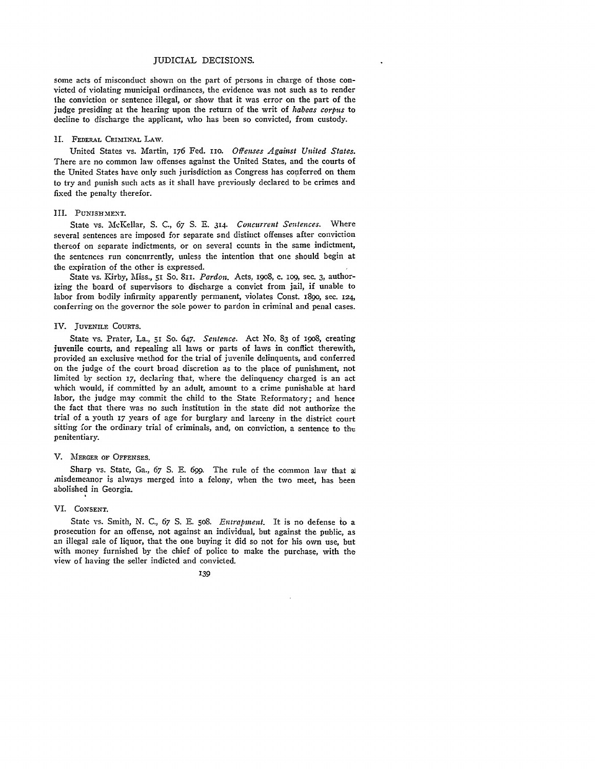some acts of misconduct shown on the part of persons in charge of those convicted of violating municipal ordinances, the evidence was not such as to render the conviction or sentence illegal, or show that it was error on the part of the judge presiding at the hearing upon the return of the writ of *habeas corpus* to decline to discharge the applicant, who has been so convicted, from custody.

### II. Federal Criminal Law.

United States vs. Martin, 176 Fed. 110. *Offenses Against United States.* There are no common law offenses against the United States, and the courts of the United States have only such jurisdiction as Congress has conferred on them to try and punish such acts as it shall have previously declared to be crimes and fixed the penalty therefor.

### III. Punishment.

State vs. McKellar, S. C., 67 S. E. 314. *Concurrent Sentences.* Where several sentences are imposed for separate and distinct offenses after conviction thereof on separate indictments, or on several counts in the same indictment, the sentences run concurrently, unless the intention that one should begin at the expiration of the other is expressed.

State vs. Kirby, Miss., 51 So. 811. *Pardon.* Acts, 1908, c. 109, sec. 3, authorizing the board of supervisors to discharge a convict from jail, if unable to labor from bodily infirmity apparently permanent, violates Const. 1890, sec. 124, conferring on the governor the sole power to pardon in criminal and penal cases.

### IV. Juvenile Courts.

State vs. Prater, La., 51 So. 647. *Sentence.* Act No. 83 of 1908, creating juvenile courts, and repealing all laws or parts of laws in conflict therewith, provided an exclusive method for the trial of juvenile delinquents, and conferred on the judge of the court broad discretion as to the place of punishment, not limited by section 17, declaring that, where the delinquency charged is an act which would, if committed by an adult, amount to a crime punishable at hard labor, the judge may commit the child to the State Reformatory; and hence the fact that there was no such institution in the state did not authorize the trial of a youth 17 years of age for burglary and larceny in the district court sitting for the ordinary trial of criminals, and, on conviction, a sentence to the penitentiary.

### V. Merger of Offenses.

Sharp vs. State, Ga., 67 S. E. 699. The rule of the common law that a misdemeanor is always merged into a felony, when the two meet, has been abolished in Georgia.

### VI. Consent.

State vs. Smith, N. C., 67 S. E. 508. *Entrapment.* It is no defense to a prosecution for an offense, not against an individual, but against the public, as an illegal sale of liquor, that the one buying it did so not for his own use, but with money furnished by the chief of police to make the purchase, with the view of having the seller indicted and convicted.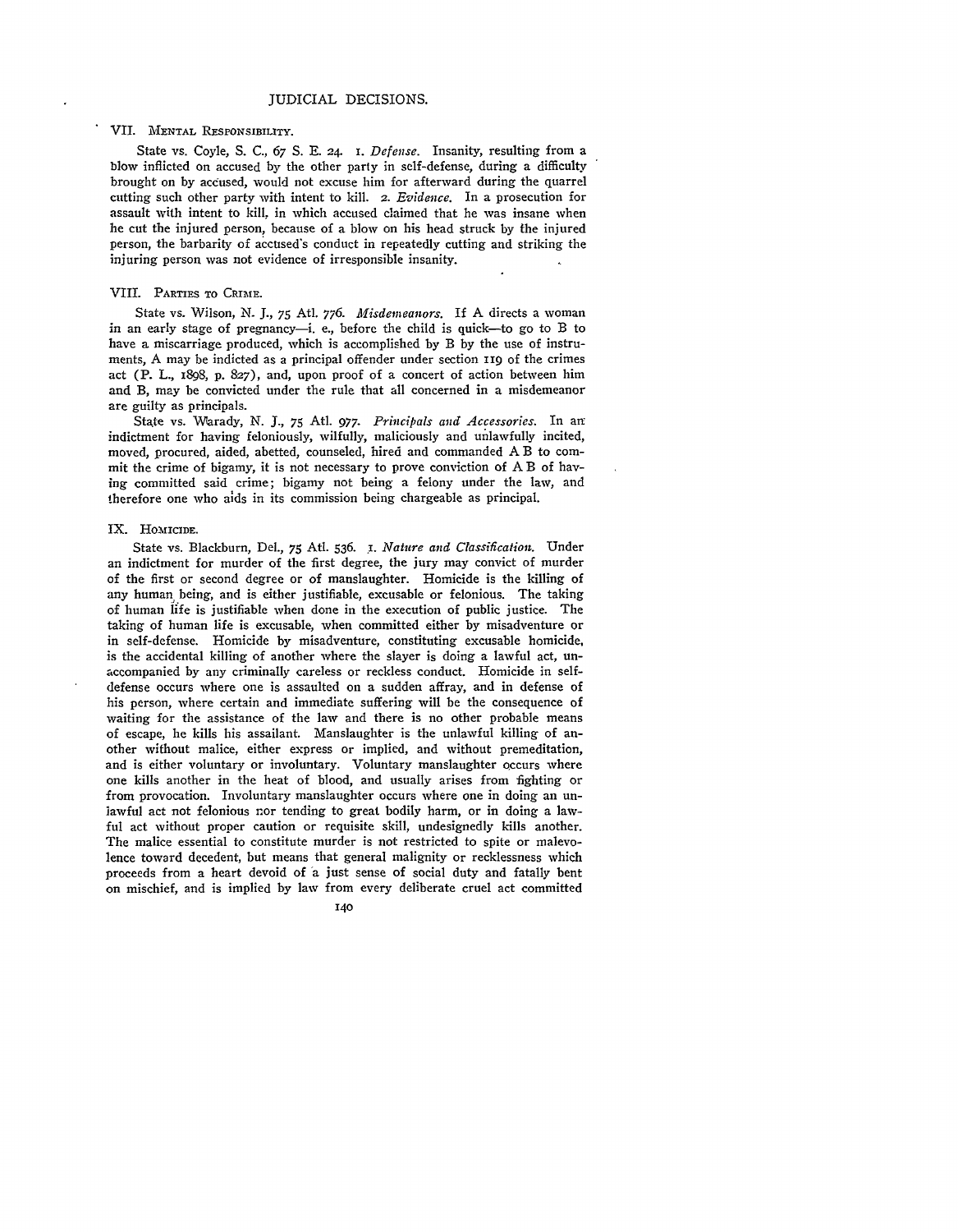## VII. Mental Responsibility.

State vs. Coyle, S. C., 67 S. E. 24. 1. *Defense.* Insanity, resulting from a blow inflicted on accused by the other party in self-defense, during a difficulty brought on by accused, would not excuse him for afterward during the quarrel cutting such other party with intent to kill. 2. *Evidence.* In a prosecution for assault with intent to kill, in which accused claimed that he was insane when he cut the injured person, because of a blow on his head struck by the injured person, the barbarity of accused's conduct in repeatedly cutting and striking the injuring person was not evidence of irresponsible insanity.

## VIII. Parties to Crime.

State vs. Wilson, N. J., 75 Atl. 776. *Misdemeanors.* If A directs a woman in an early stage of pregnancy—i. e., before the child is quick—to go to B to have a miscarriage produced, which is accomplished by B by the use of instruments, A may be indicted as a principal offender under section 119 of the crimes act (P. L., 1898, p. 827), and, upon proof of a concert of action between him and B, may be convicted under the rule that all concerned in a misdemeanor are guilty as principals.

State vs. Warady, N. J., 75 Atl. 977. *Principals and Accessories.* In an indictment for having feloniously, wilfully, maliciously and unlawfully incited, moved, procured, aided, abetted, counseled, hired and commanded A B to commit the crime of bigamy, it is not necessary to prove conviction of A B of having committed said crime; bigamy not being a felony under the law, and therefore one who aids in its commission being chargeable as principal.

## IX. Homicide.

State vs. Blackburn, Del., 75 Atl. 536. 1. *Nature and Classification.* Under an indictment for murder of the first degree, the jury may convict of murder of the first or second degree or of manslaughter. Homicide is the killing of any human being, and is either justifiable, excusable or felonious. The taking of human life is justifiable when done in the execution of public justice. The taking of human life is excusable, when committed either by misadventure or in self-defense. Homicide by misadventure, constituting excusable homicide, is the accidental killing of another where the slayer is doing a lawful act, unaccompanied by any criminally careless or reckless conduct. Homicide in self-defense occurs where one is assaulted on a sudden affray, and in defense of his person, where certain and immediate suffering will be the consequence of waiting for the assistance of the law and there is no other probable means of escape, he kills his assailant. Manslaughter is the unlawful killing of another without malice, either express or implied, and without premeditation, and is either voluntary or involuntary. Voluntary manslaughter occurs where one kills another in the heat of blood, and usually arises from fighting or from provocation. Involuntary manslaughter occurs where one in doing an unlawful act not felonious nor tending to great bodily harm, or in doing a lawful act without proper caution or requisite skill, undesignedly kills another. The malice essential to constitute murder is not restricted to spite or malevolence toward decedent, but means that general malignity or recklessness which proceeds from a heart devoid of a just sense of social duty and fatally bent on mischief, and is implied by law from every deliberate cruel act committed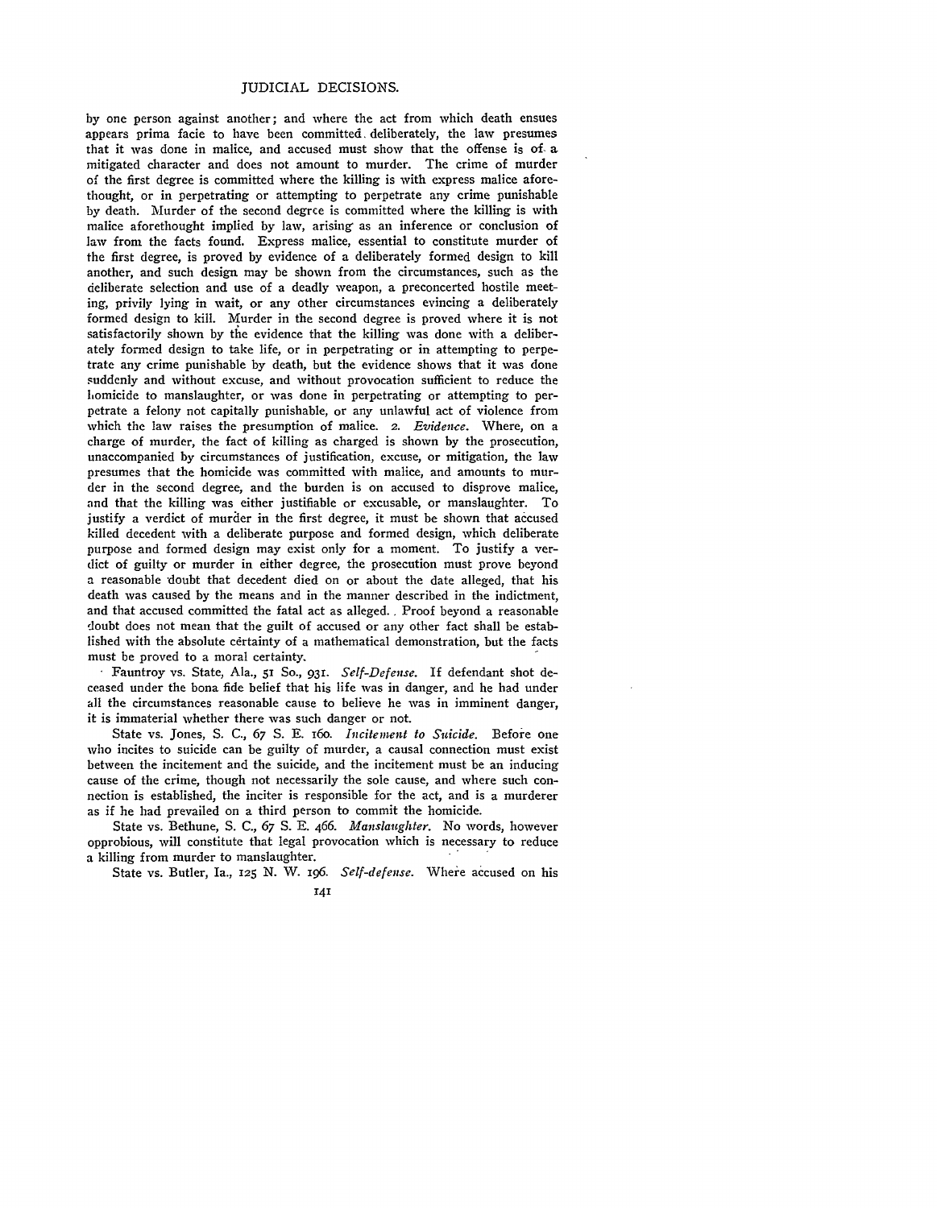by one person against another; and where the act from which death ensues appears prima facie to have been committed deliberately, the law presumes that it was done in malice, and accused must show that the offense is of a mitigated character and does not amount to murder. The crime of murder of the first degree is committed where the killing is with express malice aforethought, or in perpetrating or attempting to perpetrate any crime punishable by death. Murder of the second degree is committed where the killing is with malice aforethought implied by law, arising as an inference or conclusion of law from the facts found. Express malice, essential to constitute murder of the first degree, is proved by evidence of a deliberately formed design to kill another, and such design may be shown from the circumstances, such as the deliberate selection and use of a deadly weapon, a preconcerted hostile meeting, privily lying in wait, or any other circumstances evincing a deliberately formed design to kill. Murder in the second degree is proved where it is not satisfactorily shown by the evidence that the killing was done with a deliberately formed design to take life, or in perpetrating or in attempting to perpetrate any crime punishable by death, but the evidence shows that it was done suddenly and without excuse, and without provocation sufficient to reduce the homicide to manslaughter, or was done in perpetrating or attempting to perpetrate a felony not capitally punishable, or any unlawful act of violence from which the law raises the presumption of malice. 2. *Evidence.* Where, on a charge of murder, the fact of killing as charged is shown by the prosecution, unaccompanied by circumstances of justification, excuse, or mitigation, the law presumes that the homicide was committed with malice, and amounts to murder in the second degree, and the burden is on accused to disprove malice, and that the killing was either justifiable or excusable, or manslaughter. To justify a verdict of murder in the first degree, it must be shown that accused killed decedent with a deliberate purpose and formed design, which deliberate purpose and formed design may exist only for a moment. To justify a verdict of guilty or murder in either degree, the prosecution must prove beyond a reasonable doubt that decedent died on or about the date alleged, that his death was caused by the means and in the manner described in the indictment, and that accused committed the fatal act as alleged. Proof beyond a reasonable doubt does not mean that the guilt of accused or any other fact shall be established with the absolute certainty of a mathematical demonstration, but the facts must be proved to a moral certainty.

Fauntroy vs. State, Ala., 51 So., 931. *Self-Defense.* If defendant shot deceased under the bona fide belief that his life was in danger, and he had under all the circumstances reasonable cause to believe he was in imminent danger, it is immaterial whether there was such danger or not.

State vs. Jones, S. C., 67 S. E. 160. *Incitement to Suicide.* Before one who incites to suicide can be guilty of murder, a causal connection must exist between the incitement and the suicide, and the incitement must be an inducing cause of the crime, though not necessarily the sole cause, and where such connection is established, the inciter is responsible for the act, and is a murderer as if he had prevailed on a third person to commit the homicide.

State vs. Bethune, S. C., 67 S. E. 466. *Manslaughter.* No words, however opprobious, will constitute that legal provocation which is necessary to reduce a killing from murder to manslaughter.

State vs. Butler, Ia., 125 N. W. 196. *Self-defense.* Where accused on his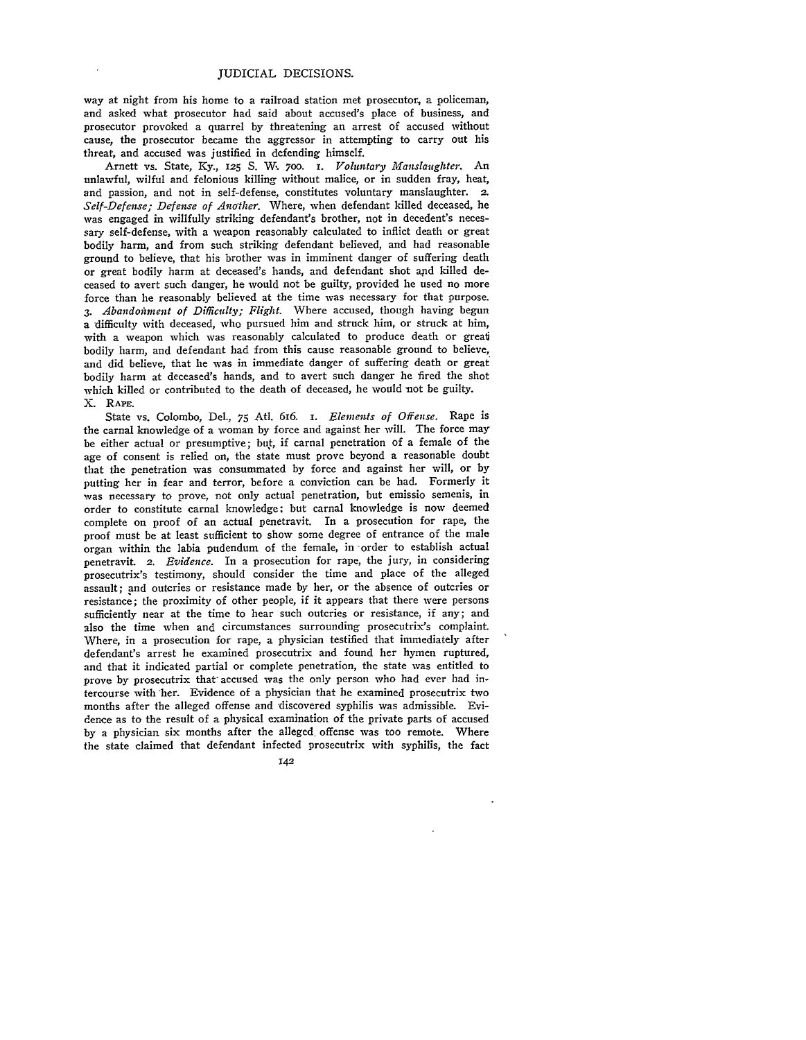way at night from his home to a railroad station met prosecutor, a policeman, and asked what prosecutor had said about accused's place of business, and prosecutor provoked a quarrel by threatening an arrest of accused without cause, the prosecutor became the aggressor in attempting to carry out his threat, and accused was justified in defending himself.

Arnett vs. State, Ky., 125 S. W. 700. 1. *Voluntary Manslaughter.* An unlawful, wilful and felonious killing without malice, or in sudden fray, heat, and passion, and not in self-defense, constitutes voluntary manslaughter. 2. *Self-Defense; Defense of Another.* Where, when defendant killed deceased, he was engaged in willfully striking defendant's brother, not in decedent's necessary self-defense, with a weapon reasonably calculated to inflict death or great bodily harm, and from such striking defendant believed, and had reasonable ground to believe, that his brother was in imminent danger of suffering death or great bodily harm at deceased's hands, and defendant shot and killed deceased to avert such danger, he would not be guilty, provided he used no more force than he reasonably believed at the time was necessary for that purpose. 3. *Abandonment of Difficulty; Flight.* Where accused, though having begun a difficulty with deceased, who pursued him and struck him, or struck at him, with a weapon which was reasonably calculated to produce death or great bodily harm, and defendant had from this cause reasonable ground to believe, and did believe, that he was in immediate danger of suffering death or great bodily harm at deceased's hands, and to avert such danger he fired the shot which killed or contributed to the death of deceased, he would not be guilty.

X. RAPE.

State vs. Colombo, Del., 75 Atl. 616. 1. *Elements of Offense.* Rape is the carnal knowledge of a woman by force and against her will. The force may be either actual or presumptive; but, if carnal penetration of a female of the age of consent is relied on, the state must prove beyond a reasonable doubt that the penetration was consummated by force and against her will, or by putting her in fear and terror, before a conviction can be had. Formerly it was necessary to prove, not only actual penetration, but emissio semenis, in order to constitute carnal knowledge; but carnal knowledge is now deemed complete on proof of an actual penetravit. In a prosecution for rape, the proof must be at least sufficient to show some degree of entrance of the male organ within the labia pudendum of the female, in order to establish actual penetravit. 2. *Evidence.* In a prosecution for rape, the jury, in considering prosecutrix's testimony, should consider the time and place of the alleged assault; and outcries or resistance made by her, or the absence of outcries or resistance; the proximity of other people, if it appears that there were persons sufficiently near at the time to hear such outcries or resistance, if any; and also the time when and circumstances surrounding prosecutrix's complaint. Where, in a prosecution for rape, a physician testified that immediately after defendant's arrest he examined prosecutrix and found her hymen ruptured, and that it indicated partial or complete penetration, the state was entitled to prove by prosecutrix that accused was the only person who had ever had intercourse with her. Evidence of a physician that he examined prosecutrix two months after the alleged offense and discovered syphilis was admissible. Evidence as to the result of a physical examination of the private parts of accused by a physician six months after the alleged offense was too remote. Where the state claimed that defendant infected prosecutrix with syphilis, the fact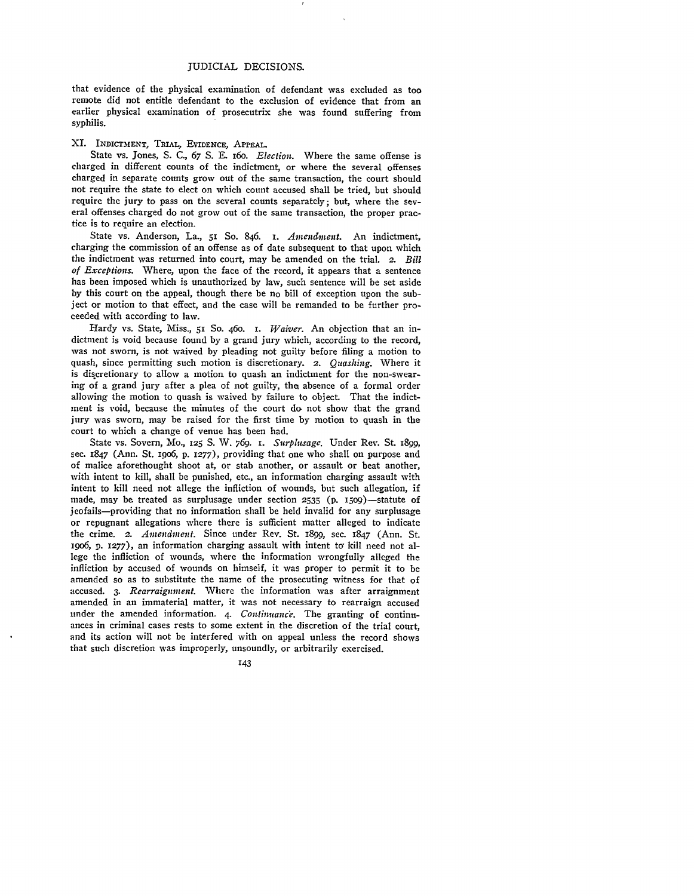that evidence of the physical examination of defendant was excluded as too remote did not entitle defendant to the exclusion of evidence that from an earlier physical examination of prosecutrix she was found suffering from syphilis.

## XI. Indictment, Trial, Evidence, Appeal.

State vs. Jones, S. C., 67 S. E. 160. *Election.* Where the same offense is charged in different counts of the indictment, or where the several offenses charged in separate counts grow out of the same transaction, the court should not require the state to elect on which count accused shall be tried, but should require the jury to pass on the several counts separately; but, where the several offenses charged do not grow out of the same transaction, the proper practice is to require an election.

State vs. Anderson, La., 51 So. 846. 1. *Amendment.* An indictment, charging the commission of an offense as of date subsequent to that upon which the indictment was returned into court, may be amended on the trial. 2. *Bill of Exceptions.* Where, upon the face of the record, it appears that a sentence has been imposed which is unauthorized by law, such sentence will be set aside by this court on the appeal, though there be no bill of exception upon the subject or motion to that effect, and the case will be remanded to be further proceeded with according to law.

Hardy vs. State, Miss., 51 So. 460. 1. *Waiver.* An objection that an indictment is void because found by a grand jury which, according to the record, was not sworn, is not waived by pleading not guilty before filing a motion to quash, since permitting such motion is discretionary. 2. *Quashing.* Where it is discretionary to allow a motion to quash an indictment for the non-swearing of a grand jury after a plea of not guilty, the absence of a formal order allowing the motion to quash is waived by failure to object. That the indictment is void, because the minutes of the court do not show that the grand jury was sworn, may be raised for the first time by motion to quash in the court to which a change of venue has been had.

State vs. Sovern, Mo., 125 S. W. 769. 1. *Surplusage.* Under Rev. St. 1899, sec. 1847 (Ann. St. 1906, p. 1277), providing that one who shall on purpose and of malice aforethought shoot at, or stab another, or assault or beat another, with intent to kill, shall be punished, etc., an information charging assault with intent to kill need not allege the infliction of wounds, but such allegation, if made, may be treated as surplusage under section 2535 (p. 1509)—statute of jeofails—providing that no information shall be held invalid for any surplusage or repugnant allegations where there is sufficient matter alleged to indicate the crime. 2. *Amendment.* Since under Rev. St. 1899, sec. 1847 (Ann. St. 1906, p. 1277), an information charging assault with intent to kill need not allege the infliction of wounds, where the information wrongfully alleged the infliction by accused of wounds on himself, it was proper to permit it to be amended so as to substitute the name of the prosecuting witness for that of accused. 3. *Rearraignment.* Where the information was after arraignment amended in an immaterial matter, it was not necessary to rearraign accused under the amended information. 4. *Continuance.* The granting of continuances in criminal cases rests to some extent in the discretion of the trial court, and its action will not be interfered with on appeal unless the record shows that such discretion was improperly, unsoundly, or arbitrarily exercised.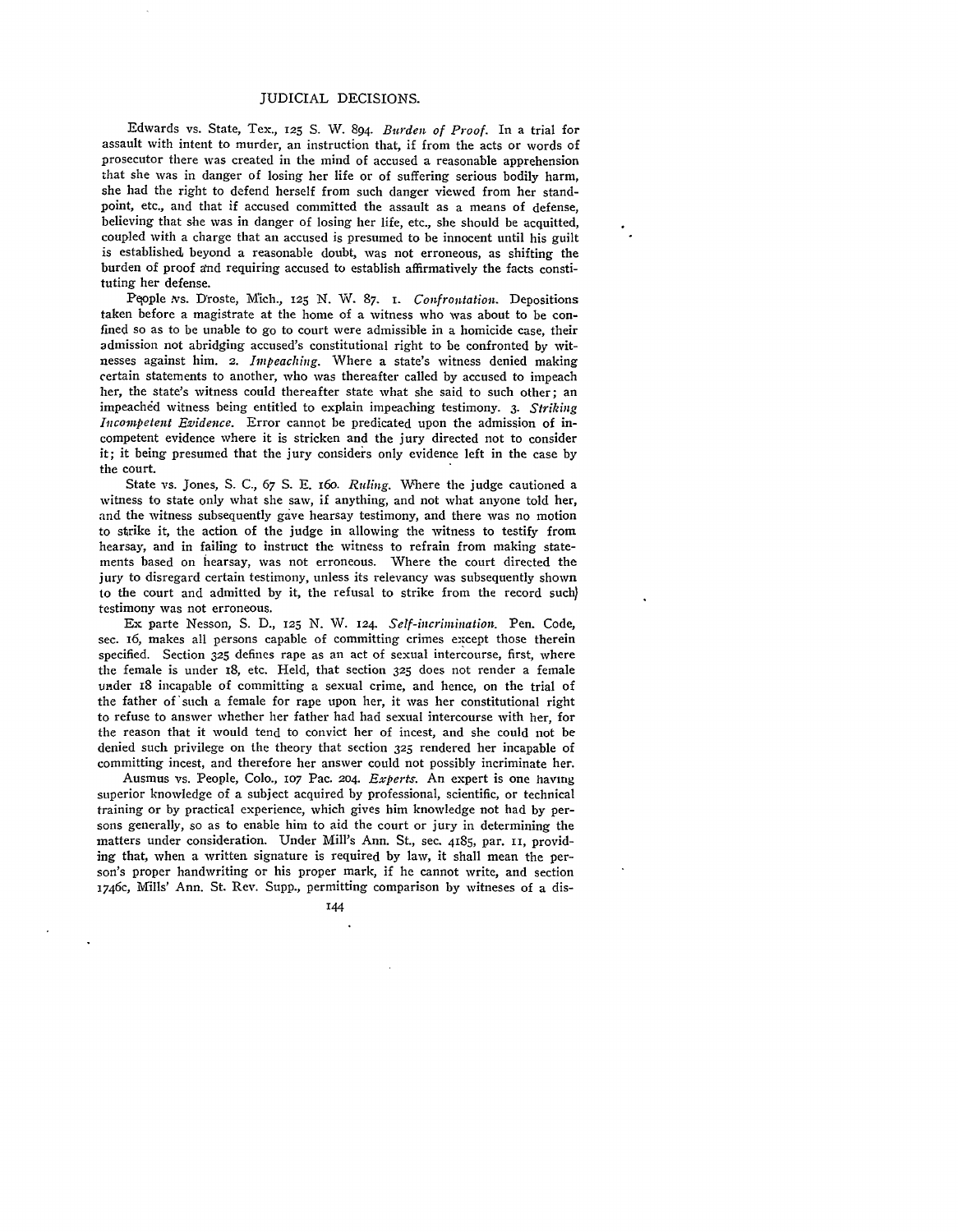## JUDICIAL DECISIONS.

Edwards vs. State, Tex., 125 S. W. 894. *Burden of Proof.* In a trial for assault with intent to murder, an instruction that, if from the acts or words of prosecutor there was created in the mind of accused a reasonable apprehension that she was in danger of losing her life or of suffering serious bodily harm, she had the right to defend herself from such danger viewed from her standpoint, etc., and that if accused committed the assault as a means of defense, believing that she was in danger of losing her life, etc., she should be acquitted, coupled with a charge that an accused is presumed to be innocent until his guilt is established beyond a reasonable doubt, was not erroneous, as shifting the burden of proof and requiring accused to establish affirmatively the facts constituting her defense.

People vs. Droste, Mich., 125 N. W. 87. 1. *Confrontation.* Depositions taken before a magistrate at the home of a witness who was about to be confined so as to be unable to go to court were admissible in a homicide case, their admission not abridging accused's constitutional right to be confronted by witnesses against him. 2. *Impeaching.* Where a state's witness denied making certain statements to another, who was thereafter called by accused to impeach her, the state's witness could thereafter state what she said to such other; an impeached witness being entitled to explain impeaching testimony. 3. *Striking Incompetent Evidence.* Error cannot be predicated upon the admission of incompetent evidence where it is stricken and the jury directed not to consider it; it being presumed that the jury considers only evidence left in the case by the court.

State vs. Jones, S. C., 67 S. E. 160. *Ruling.* Where the judge cautioned a witness to state only what she saw, if anything, and not what anyone told her, and the witness subsequently gave hearsay testimony, and there was no motion to strike it, the action of the judge in allowing the witness to testify from hearsay, and in failing to instruct the witness to refrain from making statements based on hearsay, was not erroneous. Where the court directed the jury to disregard certain testimony, unless its relevancy was subsequently shown to the court and admitted by it, the refusal to strike from the record such testimony was not erroneous.

Ex parte Nesson, S. D., 125 N. W. 124. *Self-incrimination.* Pen. Code, sec. 16, makes all persons capable of committing crimes except those therein specified. Section 325 defines rape as an act of sexual intercourse, first, where the female is under 18, etc. Held, that section 325 does not render a female under 18 incapable of committing a sexual crime, and hence, on the trial of the father of such a female for rape upon her, it was her constitutional right to refuse to answer whether her father had had sexual intercourse with her, for the reason that it would tend to convict her of incest, and she could not be denied such privilege on the theory that section 325 rendered her incapable of committing incest, and therefore her answer could not possibly incriminate her.

Ausmus vs. People, Colo., 107 Pac. 204. *Experts.* An expert is one having superior knowledge of a subject acquired by professional, scientific, or technical training or by practical experience, which gives him knowledge not had by persons generally, so as to enable him to aid the court or jury in determining the matters under consideration. Under Mill's Ann. St., sec. 4185, par. 11, providing that, when a written signature is required by law, it shall mean the person's proper handwriting or his proper mark, if he cannot write, and section 1746c, Mills' Ann. St. Rev. Supp., permitting comparison by witnesses of a dis-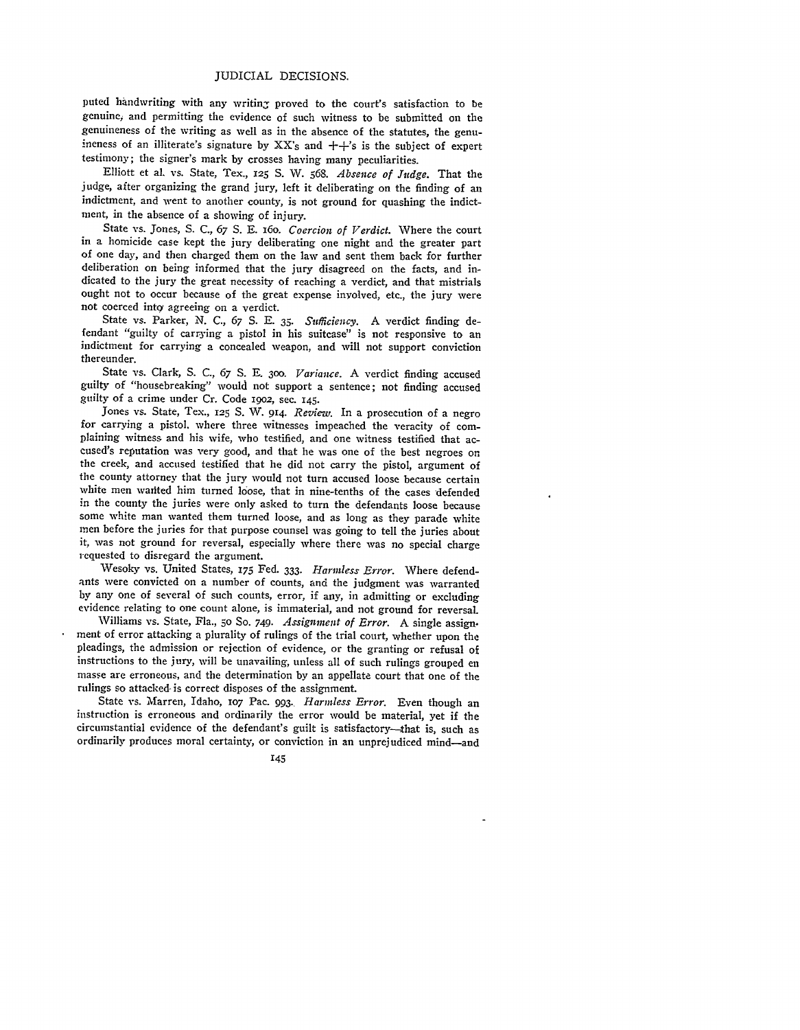puted handwriting with any writing proved to the court's satisfaction to be genuine, and permitting the evidence of such witness to be submitted on the genuineness of the writing as well as in the absence of the statutes, the genuineness of an illiterate's signature by XX's and ++'s is the subject of expert testimony; the signer's mark by crosses having many peculiarities.

Elliott et al. vs. State, Tex., 125 S. W. 568. *Absence of Judge.* That the judge, after organizing the grand jury, left it deliberating on the finding of an indictment, and went to another county, is not ground for quashing the indictment, in the absence of a showing of injury.

State vs. Jones, S. C., 67 S. E. 160. *Coercion of Verdict.* Where the court in a homicide case kept the jury deliberating one night and the greater part of one day, and then charged them on the law and sent them back for further deliberation on being informed that the jury disagreed on the facts, and indicated to the jury the great necessity of reaching a verdict, and that mistrials ought not to occur because of the great expense involved, etc., the jury were not coerced into agreeing on a verdict.

State vs. Parker, N. C., 67 S. E. 35. *Sufficiency.* A verdict finding defendant "guilty of carrying a pistol in his suitcase" is not responsive to an indictment for carrying a concealed weapon, and will not support conviction thereunder.

State vs. Clark, S. C., 67 S. E. 300. *Variance.* A verdict finding accused guilty of "housebreaking" would not support a sentence; not finding accused guilty of a crime under Cr. Code 1902, sec. 145.

Jones vs. State, Tex., 125 S. W. 914. *Review.* In a prosecution of a negro for carrying a pistol, where three witnesses impeached the veracity of complaining witness and his wife, who testified, and one witness testified that accused's reputation was very good, and that he was one of the best negroes on the creek, and accused testified that he did not carry the pistol, argument of the county attorney that the jury would not turn accused loose because certain white men wanted him turned loose, that in nine-tenths of the cases defended in the county the juries were only asked to turn the defendants loose because some white man wanted them turned loose, and as long as they parade white men before the juries for that purpose counsel was going to tell the juries about it, was not ground for reversal, especially where there was no special charge requested to disregard the argument.

Wesoky vs. United States, 175 Fed. 333. *Harmless Error.* Where defendants were convicted on a number of counts, and the judgment was warranted by any one of several of such counts, error, if any, in admitting or excluding evidence relating to one count alone, is immaterial, and not ground for reversal.

Williams vs. State, Fla., 50 So. 749. *Assignment of Error.* A single assignment of error attacking a plurality of rulings of the trial court, whether upon the pleadings, the admission or rejection of evidence, or the granting or refusal of instructions to the jury, will be unavailing, unless all of such rulings grouped en masse are erroneous, and the determination by an appellate court that one of the rulings so attacked is correct disposes of the assignment.

State vs. Marren, Idaho, 107 Pac. 993. *Harmless Error.* Even though an instruction is erroneous and ordinarily the error would be material, yet if the circumstantial evidence of the defendant's guilt is satisfactory—that is, such as ordinarily produces moral certainty, or conviction in an unprejudiced mind—and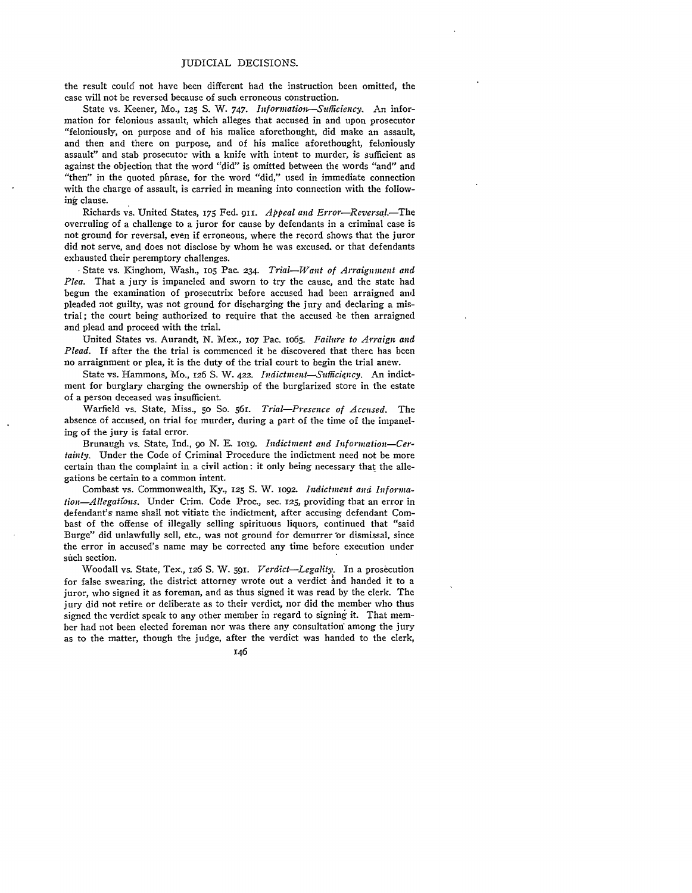the result could not have been different had the instruction been omitted, the case will not be reversed because of such erroneous construction.

State vs. Keener, Mo., 125 S. W. 747. *Information—Sufficiency.* An information for felonious assault, which alleges that accused in and upon prosecutor "feloniously, on purpose and of his malice aforethought, did make an assault, and then and there on purpose, and of his malice aforethought, feloniously assault" and stab prosecutor with a knife with intent to murder, is sufficient as against the objection that the word "did" is omitted between the words "and" and "then" in the quoted phrase, for the word "did," used in immediate connection with the charge of assault, is carried in meaning into connection with the following clause.

Richards vs. United States, 175 Fed. 911. *Appeal and Error—Reversal.*—The overruling of a challenge to a juror for cause by defendants in a criminal case is not ground for reversal, even if erroneous, where the record shows that the juror did not serve, and does not disclose by whom he was excused, or that defendants exhausted their peremptory challenges.

State vs. Kinghom, Wash., 105 Pac. 234. *Trial—Want of Arraignment and Plea.* That a jury is impaneled and sworn to try the cause, and the state had begun the examination of prosecutrix before accused had been arraigned and pleaded not guilty, was not ground for discharging the jury and declaring a mistrial; the court being authorized to require that the accused be then arraigned and plead and proceed with the trial.

United States vs. Aurandt, N. Mex., 107 Pac. 1065. *Failure to Arraign and Plead.* If after the the trial is commenced it be discovered that there has been no arraignment or plea, it is the duty of the trial court to begin the trial anew.

State vs. Hammons, Mo., 126 S. W. 422. *Indictment—Sufficiency.* An indictment for burglary charging the ownership of the burglarized store in the estate of a person deceased was insufficient.

Warfield vs. State, Miss., 50 So. 561. *Trial—Presence of Accused.* The absence of accused, on trial for murder, during a part of the time of the impaneling of the jury is fatal error.

Brunaugh vs. State, Ind., 90 N. E. 1019. *Indictment and Information—Certainty.* Under the Code of Criminal Procedure the indictment need not be more certain than the complaint in a civil action: it only being necessary that the allegations be certain to a common intent.

Combast vs. Commonwealth, Ky., 125 S. W. 1092. *Indictment and Information—Allegations.* Under Crim. Code Proc., sec. 125, providing that an error in defendant's name shall not vitiate the indictment, after accusing defendant Combast of the offense of illegally selling spirituous liquors, continued that "said Burge" did unlawfully sell, etc., was not ground for demurrer or dismissal, since the error in accused's name may be corrected any time before execution under such section.

Woodall vs. State, Tex., 126 S. W. 591. *Verdict—Legality.* In a prosecution for false swearing, the district attorney wrote out a verdict and handed it to a juror, who signed it as foreman, and as thus signed it was read by the clerk. The jury did not retire or deliberate as to their verdict, nor did the member who thus signed the verdict speak to any other member in regard to signing it. That member had not been elected foreman nor was there any consultation among the jury as to the matter, though the judge, after the verdict was handed to the clerk,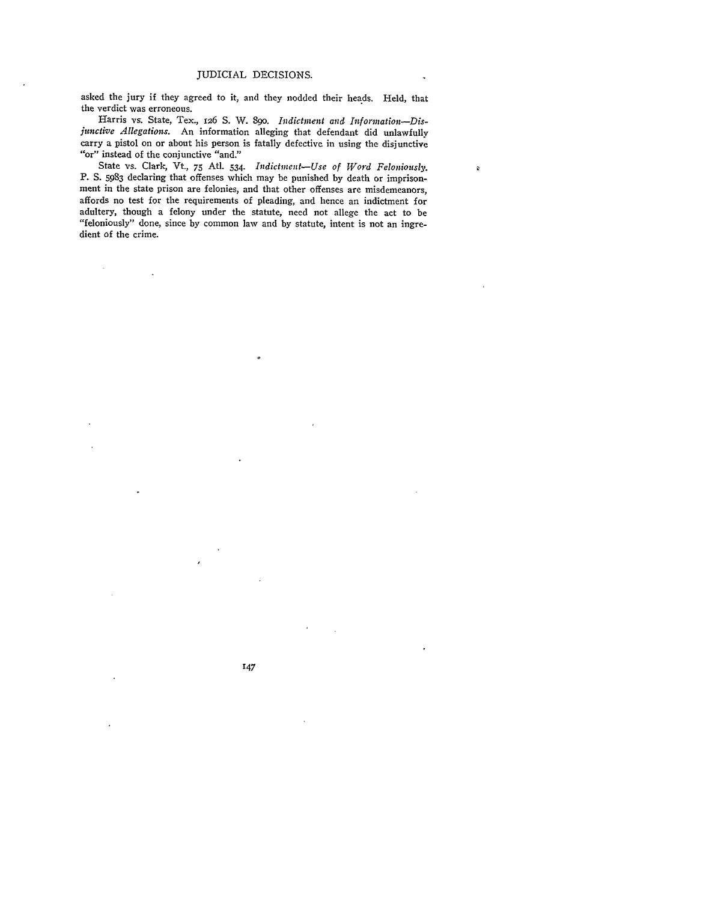asked the jury if they agreed to it, and they nodded their heads. Held, that the verdict was erroneous.

Harris vs. State, Tex., 126 S. W. 890. *Indictment and Information—Disjunctive Allegations.* An information alleging that defendant did unlawfully carry a pistol on or about his person is fatally defective in using the disjunctive "or" instead of the conjunctive "and."

State vs. Clark, Vt., 75 Atl. 534. *Indictment—Use of Word Feloniously.* P. S. 5983 declaring that offenses which may be punished by death or imprisonment in the state prison are felonies, and that other offenses are misdemeanors, affords no test for the requirements of pleading, and hence an indictment for adultery, though a felony under the statute, need not allege the act to be "feloniously" done, since by common law and by statute, intent is not an ingredient of the crime.